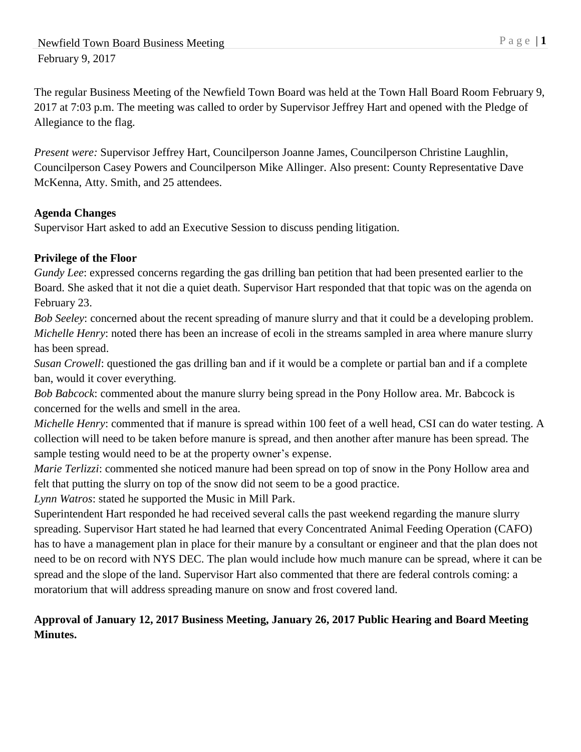Newfield Town Board Business Meeting
February 9, 2017

The regular Business Meeting of the Newfield Town Board was held at the Town Hall Board Room February 9, 2017 at 7:03 p.m. The meeting was called to order by Supervisor Jeffrey Hart and opened with the Pledge of Allegiance to the flag.

*Present were:* Supervisor Jeffrey Hart, Councilperson Joanne James, Councilperson Christine Laughlin, Councilperson Casey Powers and Councilperson Mike Allinger. Also present: County Representative Dave McKenna, Atty. Smith, and 25 attendees.

**Agenda Changes**
Supervisor Hart asked to add an Executive Session to discuss pending litigation.

**Privilege of the Floor**
*Gundy Lee*: expressed concerns regarding the gas drilling ban petition that had been presented earlier to the Board. She asked that it not die a quiet death. Supervisor Hart responded that that topic was on the agenda on February 23.
*Bob Seeley*: concerned about the recent spreading of manure slurry and that it could be a developing problem.
*Michelle Henry*: noted there has been an increase of ecoli in the streams sampled in area where manure slurry has been spread.
*Susan Crowell*: questioned the gas drilling ban and if it would be a complete or partial ban and if a complete ban, would it cover everything.
*Bob Babcock*: commented about the manure slurry being spread in the Pony Hollow area. Mr. Babcock is concerned for the wells and smell in the area.
*Michelle Henry*: commented that if manure is spread within 100 feet of a well head, CSI can do water testing. A collection will need to be taken before manure is spread, and then another after manure has been spread. The sample testing would need to be at the property owner's expense.
*Marie Terlizzi*: commented she noticed manure had been spread on top of snow in the Pony Hollow area and felt that putting the slurry on top of the snow did not seem to be a good practice.
*Lynn Watros*: stated he supported the Music in Mill Park.
Superintendent Hart responded he had received several calls the past weekend regarding the manure slurry spreading. Supervisor Hart stated he had learned that every Concentrated Animal Feeding Operation (CAFO) has to have a management plan in place for their manure by a consultant or engineer and that the plan does not need to be on record with NYS DEC. The plan would include how much manure can be spread, where it can be spread and the slope of the land. Supervisor Hart also commented that there are federal controls coming: a moratorium that will address spreading manure on snow and frost covered land.

**Approval of January 12, 2017 Business Meeting, January 26, 2017 Public Hearing and Board Meeting Minutes.**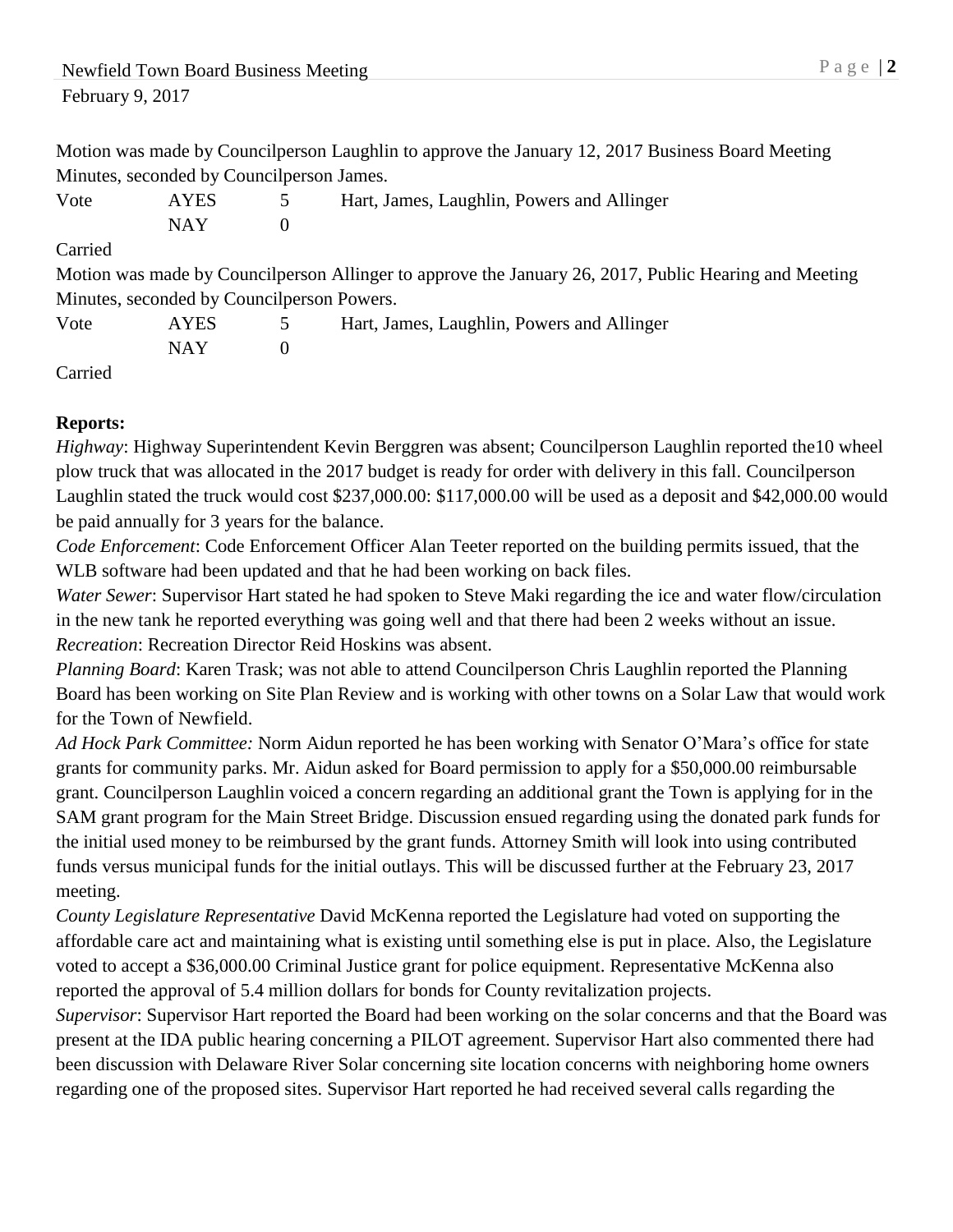Motion was made by Councilperson Laughlin to approve the January 12, 2017 Business Board Meeting Minutes, seconded by Councilperson James.

| Vote | AYES | 5 | Hart, James, Laughlin, Powers and Allinger |
|---|---|---|---|
| | NAY | 0 | |

Carried

Motion was made by Councilperson Allinger to approve the January 26, 2017, Public Hearing and Meeting Minutes, seconded by Councilperson Powers.

| Vote | AYES | 5 | Hart, James, Laughlin, Powers and Allinger |
|---|---|---|---|
| | NAY | 0 | |

Carried

**Reports:**

*Highway*: Highway Superintendent Kevin Berggren was absent; Councilperson Laughlin reported the10 wheel plow truck that was allocated in the 2017 budget is ready for order with delivery in this fall. Councilperson Laughlin stated the truck would cost $237,000.00: $117,000.00 will be used as a deposit and $42,000.00 would be paid annually for 3 years for the balance.

*Code Enforcement*: Code Enforcement Officer Alan Teeter reported on the building permits issued, that the WLB software had been updated and that he had been working on back files.

*Water Sewer*: Supervisor Hart stated he had spoken to Steve Maki regarding the ice and water flow/circulation in the new tank he reported everything was going well and that there had been 2 weeks without an issue.

*Recreation*: Recreation Director Reid Hoskins was absent.

*Planning Board*: Karen Trask; was not able to attend Councilperson Chris Laughlin reported the Planning Board has been working on Site Plan Review and is working with other towns on a Solar Law that would work for the Town of Newfield.

*Ad Hock Park Committee:* Norm Aidun reported he has been working with Senator O'Mara's office for state grants for community parks. Mr. Aidun asked for Board permission to apply for a $50,000.00 reimbursable grant. Councilperson Laughlin voiced a concern regarding an additional grant the Town is applying for in the SAM grant program for the Main Street Bridge. Discussion ensued regarding using the donated park funds for the initial used money to be reimbursed by the grant funds. Attorney Smith will look into using contributed funds versus municipal funds for the initial outlays. This will be discussed further at the February 23, 2017 meeting.

*County Legislature Representative* David McKenna reported the Legislature had voted on supporting the affordable care act and maintaining what is existing until something else is put in place. Also, the Legislature voted to accept a $36,000.00 Criminal Justice grant for police equipment. Representative McKenna also reported the approval of 5.4 million dollars for bonds for County revitalization projects.

*Supervisor*: Supervisor Hart reported the Board had been working on the solar concerns and that the Board was present at the IDA public hearing concerning a PILOT agreement. Supervisor Hart also commented there had been discussion with Delaware River Solar concerning site location concerns with neighboring home owners regarding one of the proposed sites. Supervisor Hart reported he had received several calls regarding the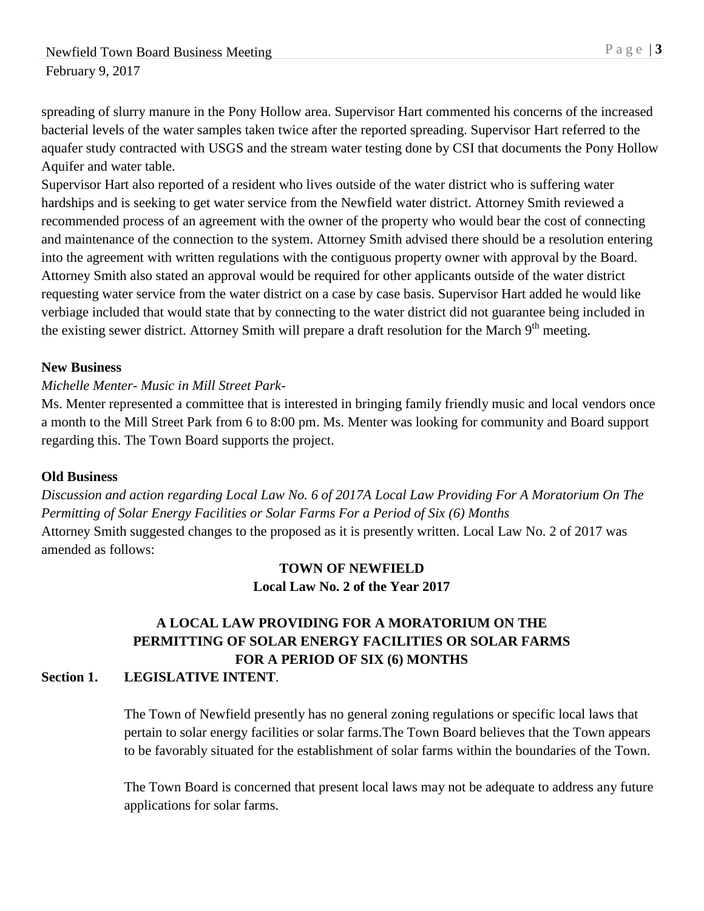spreading of slurry manure in the Pony Hollow area. Supervisor Hart commented his concerns of the increased bacterial levels of the water samples taken twice after the reported spreading. Supervisor Hart referred to the aquafer study contracted with USGS and the stream water testing done by CSI that documents the Pony Hollow Aquifer and water table.

Supervisor Hart also reported of a resident who lives outside of the water district who is suffering water hardships and is seeking to get water service from the Newfield water district. Attorney Smith reviewed a recommended process of an agreement with the owner of the property who would bear the cost of connecting and maintenance of the connection to the system. Attorney Smith advised there should be a resolution entering into the agreement with written regulations with the contiguous property owner with approval by the Board. Attorney Smith also stated an approval would be required for other applicants outside of the water district requesting water service from the water district on a case by case basis. Supervisor Hart added he would like verbiage included that would state that by connecting to the water district did not guarantee being included in the existing sewer district. Attorney Smith will prepare a draft resolution for the March 9th meeting.

**New Business**

*Michelle Menter- Music in Mill Street Park-*

Ms. Menter represented a committee that is interested in bringing family friendly music and local vendors once a month to the Mill Street Park from 6 to 8:00 pm. Ms. Menter was looking for community and Board support regarding this. The Town Board supports the project.

**Old Business**

*Discussion and action regarding Local Law No. 6 of 2017A Local Law Providing For A Moratorium On The Permitting of Solar Energy Facilities or Solar Farms For a Period of Six (6) Months*

Attorney Smith suggested changes to the proposed as it is presently written. Local Law No. 2 of 2017 was amended as follows:

**TOWN OF NEWFIELD**
**Local Law No. 2 of the Year 2017**

**A LOCAL LAW PROVIDING FOR A MORATORIUM ON THE PERMITTING OF SOLAR ENERGY FACILITIES OR SOLAR FARMS FOR A PERIOD OF SIX (6) MONTHS**

**Section 1. LEGISLATIVE INTENT**.

The Town of Newfield presently has no general zoning regulations or specific local laws that pertain to solar energy facilities or solar farms.The Town Board believes that the Town appears to be favorably situated for the establishment of solar farms within the boundaries of the Town.

The Town Board is concerned that present local laws may not be adequate to address any future applications for solar farms.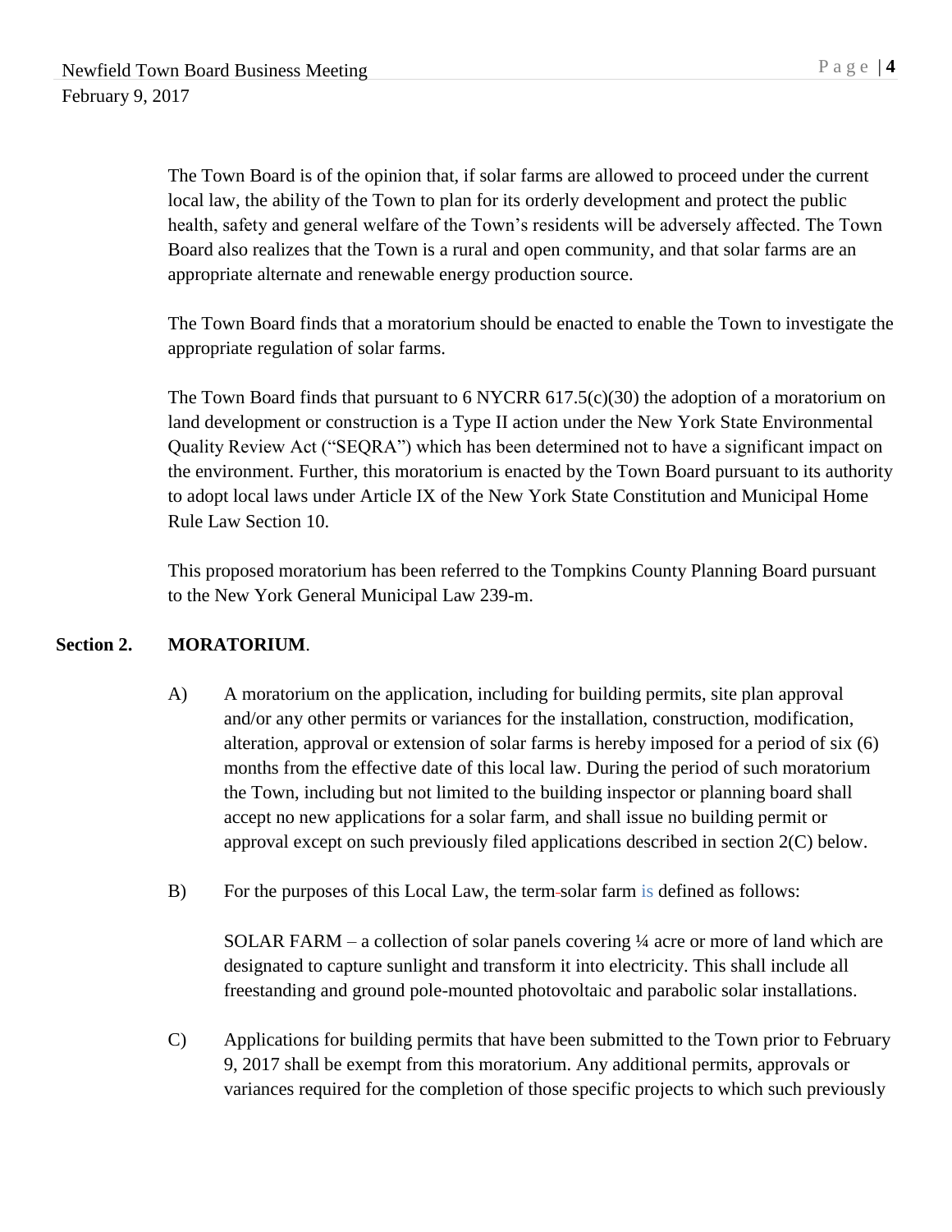The Town Board is of the opinion that, if solar farms are allowed to proceed under the current local law, the ability of the Town to plan for its orderly development and protect the public health, safety and general welfare of the Town's residents will be adversely affected. The Town Board also realizes that the Town is a rural and open community, and that solar farms are an appropriate alternate and renewable energy production source.

The Town Board finds that a moratorium should be enacted to enable the Town to investigate the appropriate regulation of solar farms.

The Town Board finds that pursuant to 6 NYCRR 617.5(c)(30) the adoption of a moratorium on land development or construction is a Type II action under the New York State Environmental Quality Review Act ("SEQRA") which has been determined not to have a significant impact on the environment. Further, this moratorium is enacted by the Town Board pursuant to its authority to adopt local laws under Article IX of the New York State Constitution and Municipal Home Rule Law Section 10.

This proposed moratorium has been referred to the Tompkins County Planning Board pursuant to the New York General Municipal Law 239-m.

**Section 2. MORATORIUM**.

A) A moratorium on the application, including for building permits, site plan approval and/or any other permits or variances for the installation, construction, modification, alteration, approval or extension of solar farms is hereby imposed for a period of six (6) months from the effective date of this local law. During the period of such moratorium the Town, including but not limited to the building inspector or planning board shall accept no new applications for a solar farm, and shall issue no building permit or approval except on such previously filed applications described in section 2(C) below.

B) For the purposes of this Local Law, the term solar farm is defined as follows:

SOLAR FARM – a collection of solar panels covering ¼ acre or more of land which are designated to capture sunlight and transform it into electricity. This shall include all freestanding and ground pole-mounted photovoltaic and parabolic solar installations.

C) Applications for building permits that have been submitted to the Town prior to February 9, 2017 shall be exempt from this moratorium. Any additional permits, approvals or variances required for the completion of those specific projects to which such previously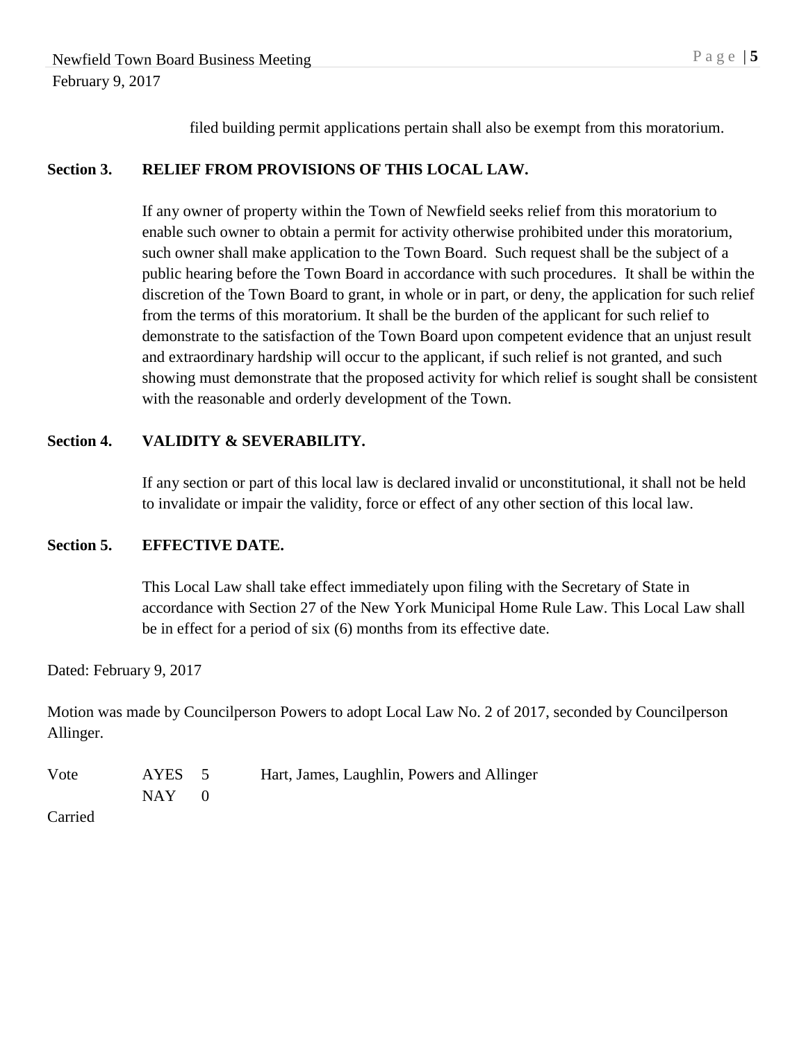filed building permit applications pertain shall also be exempt from this moratorium.

**Section 3. RELIEF FROM PROVISIONS OF THIS LOCAL LAW.**

If any owner of property within the Town of Newfield seeks relief from this moratorium to enable such owner to obtain a permit for activity otherwise prohibited under this moratorium, such owner shall make application to the Town Board. Such request shall be the subject of a public hearing before the Town Board in accordance with such procedures. It shall be within the discretion of the Town Board to grant, in whole or in part, or deny, the application for such relief from the terms of this moratorium. It shall be the burden of the applicant for such relief to demonstrate to the satisfaction of the Town Board upon competent evidence that an unjust result and extraordinary hardship will occur to the applicant, if such relief is not granted, and such showing must demonstrate that the proposed activity for which relief is sought shall be consistent with the reasonable and orderly development of the Town.

**Section 4. VALIDITY & SEVERABILITY.**

If any section or part of this local law is declared invalid or unconstitutional, it shall not be held to invalidate or impair the validity, force or effect of any other section of this local law.

**Section 5. EFFECTIVE DATE.**

This Local Law shall take effect immediately upon filing with the Secretary of State in accordance with Section 27 of the New York Municipal Home Rule Law. This Local Law shall be in effect for a period of six (6) months from its effective date.

Dated: February 9, 2017

Motion was made by Councilperson Powers to adopt Local Law No. 2 of 2017, seconded by Councilperson Allinger.

| Vote | AYES | 5 | Hart, James, Laughlin, Powers and Allinger |
|---|---|---|---|
| | NAY | 0 | |

Carried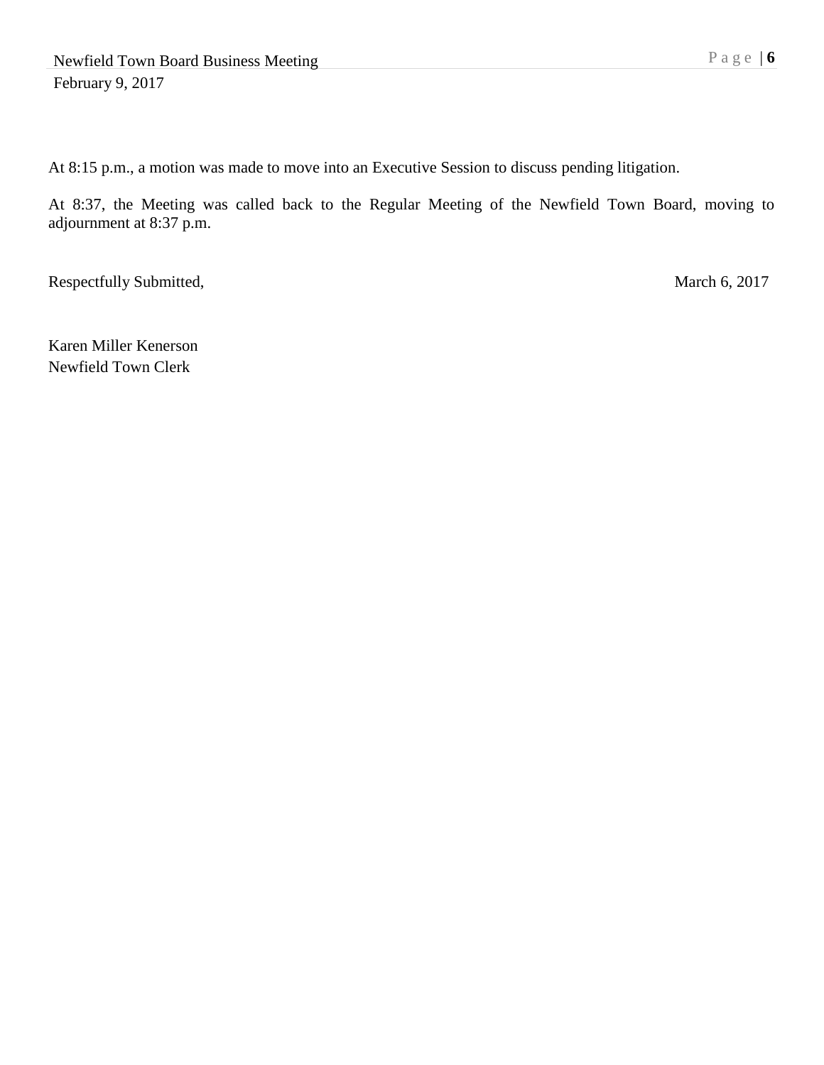At 8:15 p.m., a motion was made to move into an Executive Session to discuss pending litigation.

At 8:37, the Meeting was called back to the Regular Meeting of the Newfield Town Board, moving to adjournment at 8:37 p.m.

Respectfully Submitted, March 6, 2017

Karen Miller Kenerson
Newfield Town Clerk